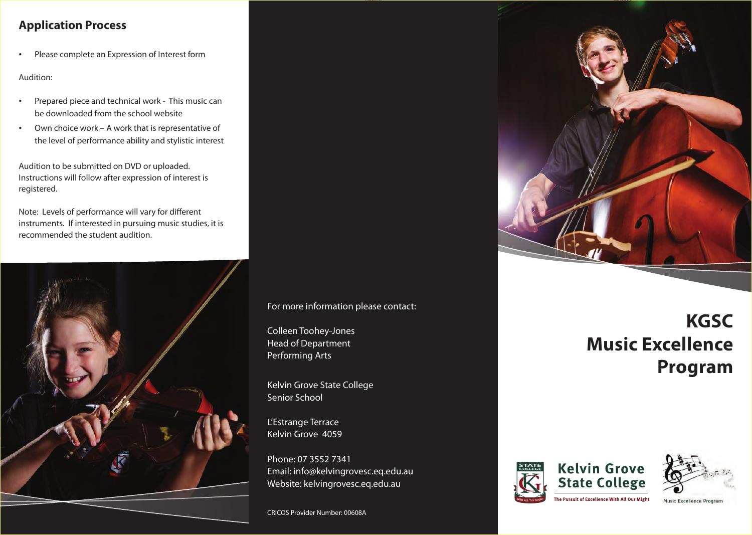## Application Process

- Please complete an Expression of Interest form

Audition:

- Prepared piece and technical work - This music can be downloaded from the school website
- Own choice work – A work that is representative of the level of performance ability and stylistic interest

Audition to be submitted on DVD or uploaded. Instructions will follow after expression of interest is registered.

Note: Levels of performance will vary for different instruments. If interested in pursuing music studies, it is recommended the student audition.

For more information please contact:

Colleen Toohey-Jones
Head of Department
Performing Arts

Kelvin Grove State College
Senior School

L'Estrange Terrace
Kelvin Grove 4059

Phone: 07 3552 7341
Email: info@kelvingrovesc.eq.edu.au
Website: kelvingrovesc.eq.edu.au

CRICOS Provider Number: 00608A

# KGSC Music Excellence Program

Kelvin Grove State College

The Pursuit of Excellence With All Our Might

Music Excellence Program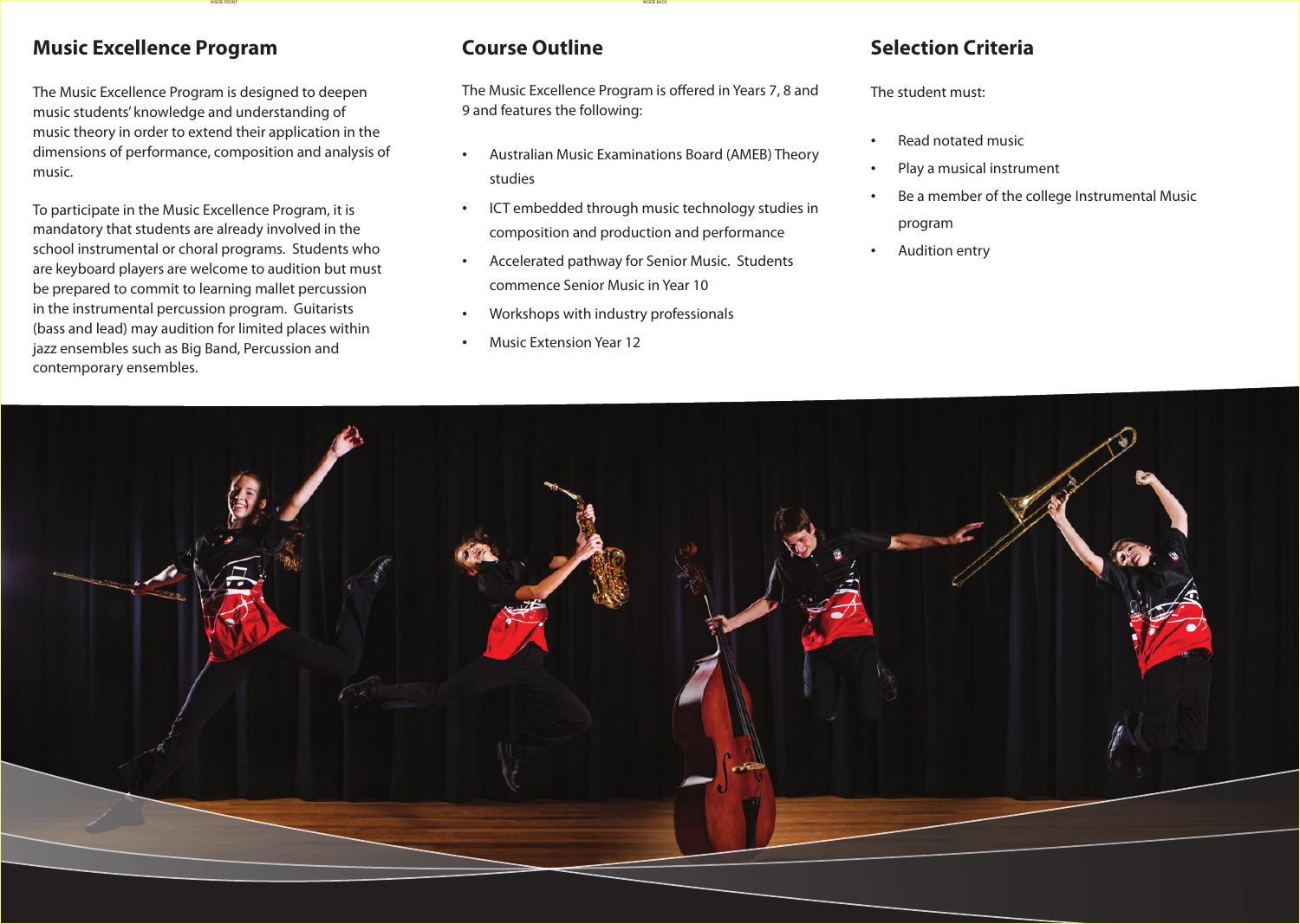## Music Excellence Program

The Music Excellence Program is designed to deepen music students' knowledge and understanding of music theory in order to extend their application in the dimensions of performance, composition and analysis of music.

To participate in the Music Excellence Program, it is mandatory that students are already involved in the school instrumental or choral programs. Students who are keyboard players are welcome to audition but must be prepared to commit to learning mallet percussion in the instrumental percussion program. Guitarists (bass and lead) may audition for limited places within jazz ensembles such as Big Band, Percussion and contemporary ensembles.

## Course Outline

The Music Excellence Program is offered in Years 7, 8 and 9 and features the following:

- Australian Music Examinations Board (AMEB) Theory studies
- ICT embedded through music technology studies in composition and production and performance
- Accelerated pathway for Senior Music. Students commence Senior Music in Year 10
- Workshops with industry professionals
- Music Extension Year 12

## Selection Criteria

The student must:

- Read notated music
- Play a musical instrument
- Be a member of the college Instrumental Music program
- Audition entry